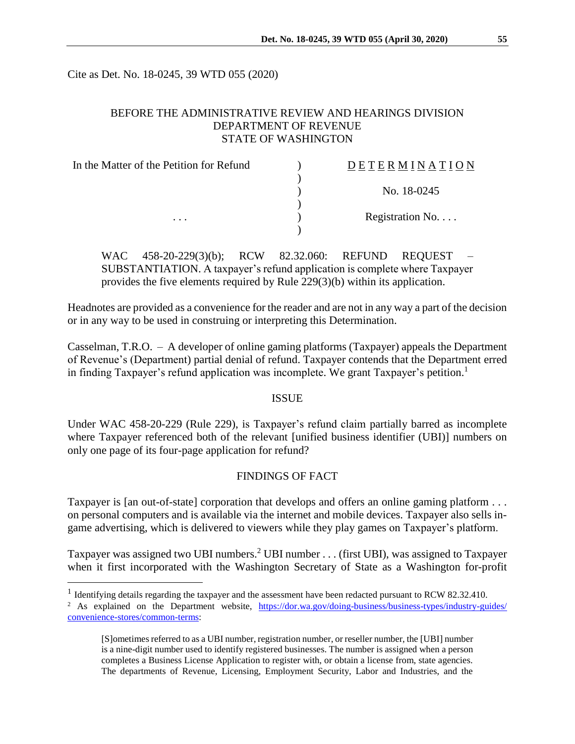Cite as Det. No. 18-0245, 39 WTD 055 (2020)

BEFORE THE ADMINISTRATIVE REVIEW AND HEARINGS DIVISION
DEPARTMENT OF REVENUE
STATE OF WASHINGTON

| In the Matter of the Petition for Refund | ) | D E T E R M I N A T I O N |
|---|---|---|
| | ) | |
| | ) | No. 18-0245 |
| | ) | |
| . . . | ) | Registration No. . . . |
| | ) | |

WAC 458-20-229(3)(b); RCW 82.32.060: REFUND REQUEST – SUBSTANTIATION. A taxpayer's refund application is complete where Taxpayer provides the five elements required by Rule 229(3)(b) within its application.

Headnotes are provided as a convenience for the reader and are not in any way a part of the decision or in any way to be used in construing or interpreting this Determination.

Casselman, T.R.O. – A developer of online gaming platforms (Taxpayer) appeals the Department of Revenue's (Department) partial denial of refund. Taxpayer contends that the Department erred in finding Taxpayer's refund application was incomplete. We grant Taxpayer's petition.[1]

## ISSUE

Under WAC 458-20-229 (Rule 229), is Taxpayer's refund claim partially barred as incomplete where Taxpayer referenced both of the relevant [unified business identifier (UBI)] numbers on only one page of its four-page application for refund?

## FINDINGS OF FACT

Taxpayer is [an out-of-state] corporation that develops and offers an online gaming platform . . . on personal computers and is available via the internet and mobile devices. Taxpayer also sells in-game advertising, which is delivered to viewers while they play games on Taxpayer's platform.

Taxpayer was assigned two UBI numbers.[2] UBI number . . . (first UBI), was assigned to Taxpayer when it first incorporated with the Washington Secretary of State as a Washington for-profit

---

[1] Identifying details regarding the taxpayer and the assessment have been redacted pursuant to RCW 82.32.410.

[2] As explained on the Department website, https://dor.wa.gov/doing-business/business-types/industry-guides/convenience-stores/common-terms:

> [S]ometimes referred to as a UBI number, registration number, or reseller number, the [UBI] number is a nine-digit number used to identify registered businesses. The number is assigned when a person completes a Business License Application to register with, or obtain a license from, state agencies. The departments of Revenue, Licensing, Employment Security, Labor and Industries, and the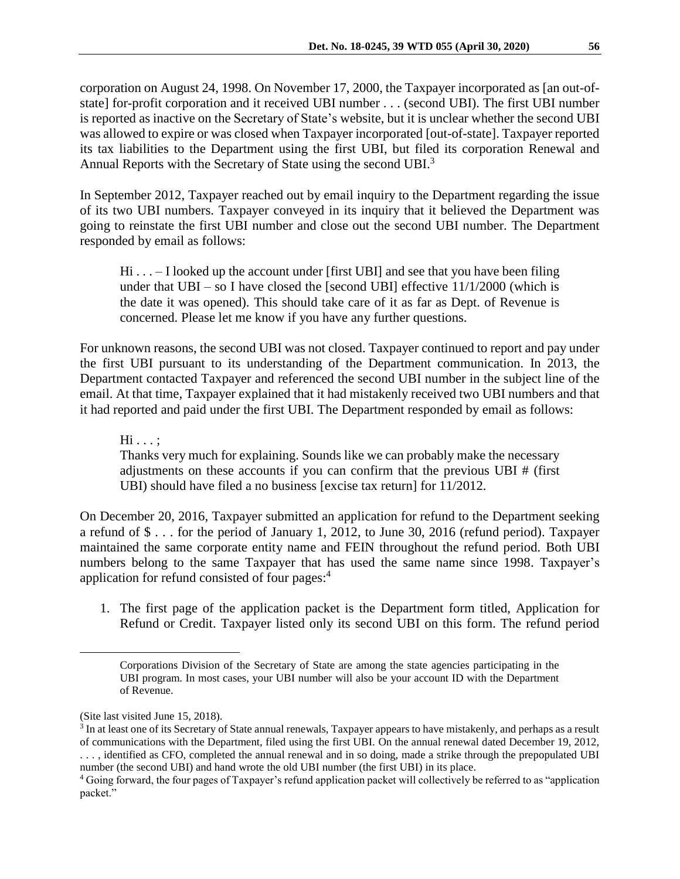corporation on August 24, 1998. On November 17, 2000, the Taxpayer incorporated as [an out-of-state] for-profit corporation and it received UBI number . . . (second UBI). The first UBI number is reported as inactive on the Secretary of State's website, but it is unclear whether the second UBI was allowed to expire or was closed when Taxpayer incorporated [out-of-state]. Taxpayer reported its tax liabilities to the Department using the first UBI, but filed its corporation Renewal and Annual Reports with the Secretary of State using the second UBI.[3]

In September 2012, Taxpayer reached out by email inquiry to the Department regarding the issue of its two UBI numbers. Taxpayer conveyed in its inquiry that it believed the Department was going to reinstate the first UBI number and close out the second UBI number. The Department responded by email as follows:

> Hi . . . – I looked up the account under [first UBI] and see that you have been filing under that UBI – so I have closed the [second UBI] effective 11/1/2000 (which is the date it was opened). This should take care of it as far as Dept. of Revenue is concerned. Please let me know if you have any further questions.

For unknown reasons, the second UBI was not closed. Taxpayer continued to report and pay under the first UBI pursuant to its understanding of the Department communication. In 2013, the Department contacted Taxpayer and referenced the second UBI number in the subject line of the email. At that time, Taxpayer explained that it had mistakenly received two UBI numbers and that it had reported and paid under the first UBI. The Department responded by email as follows:

> Hi . . . ;
> Thanks very much for explaining. Sounds like we can probably make the necessary adjustments on these accounts if you can confirm that the previous UBI # (first UBI) should have filed a no business [excise tax return] for 11/2012.

On December 20, 2016, Taxpayer submitted an application for refund to the Department seeking a refund of $ . . . for the period of January 1, 2012, to June 30, 2016 (refund period). Taxpayer maintained the same corporate entity name and FEIN throughout the refund period. Both UBI numbers belong to the same Taxpayer that has used the same name since 1998. Taxpayer's application for refund consisted of four pages:[4]

1. The first page of the application packet is the Department form titled, Application for Refund or Credit. Taxpayer listed only its second UBI on this form. The refund period

---

> Corporations Division of the Secretary of State are among the state agencies participating in the UBI program. In most cases, your UBI number will also be your account ID with the Department of Revenue.

(Site last visited June 15, 2018).

[3] In at least one of its Secretary of State annual renewals, Taxpayer appears to have mistakenly, and perhaps as a result of communications with the Department, filed using the first UBI. On the annual renewal dated December 19, 2012, . . . , identified as CFO, completed the annual renewal and in so doing, made a strike through the prepopulated UBI number (the second UBI) and hand wrote the old UBI number (the first UBI) in its place.

[4] Going forward, the four pages of Taxpayer's refund application packet will collectively be referred to as "application packet."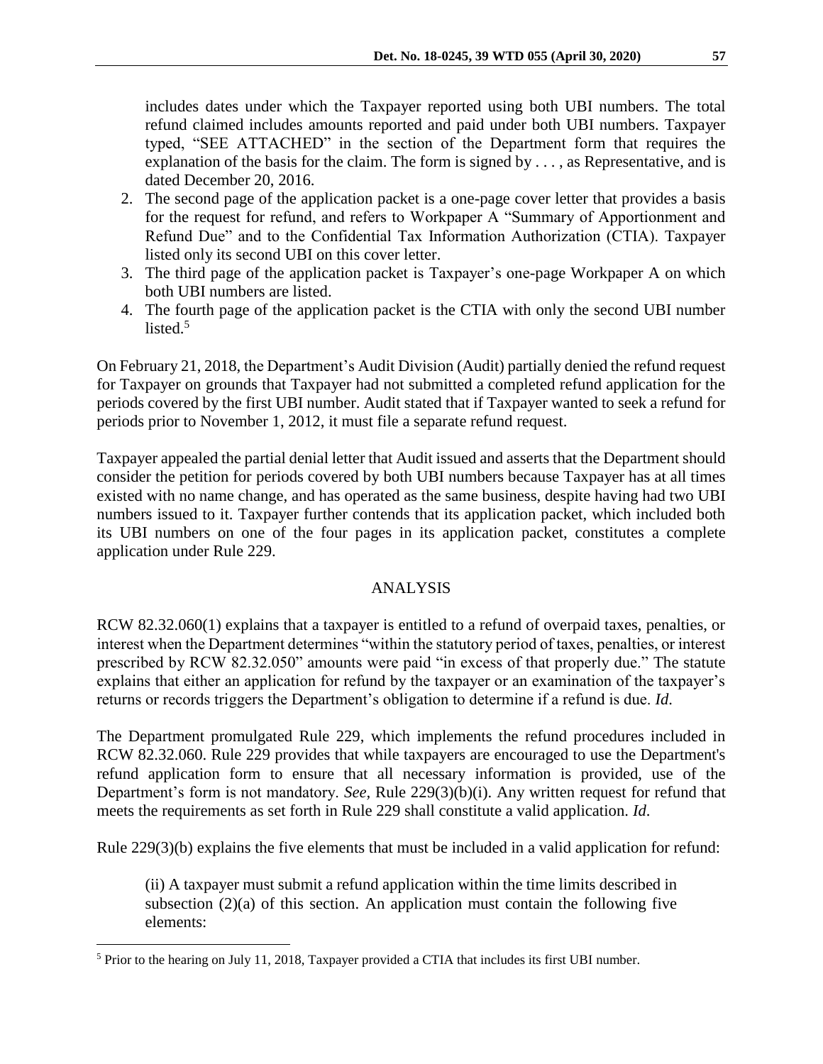includes dates under which the Taxpayer reported using both UBI numbers. The total refund claimed includes amounts reported and paid under both UBI numbers. Taxpayer typed, "SEE ATTACHED" in the section of the Department form that requires the explanation of the basis for the claim. The form is signed by . . . , as Representative, and is dated December 20, 2016.

2. The second page of the application packet is a one-page cover letter that provides a basis for the request for refund, and refers to Workpaper A "Summary of Apportionment and Refund Due" and to the Confidential Tax Information Authorization (CTIA). Taxpayer listed only its second UBI on this cover letter.
3. The third page of the application packet is Taxpayer's one-page Workpaper A on which both UBI numbers are listed.
4. The fourth page of the application packet is the CTIA with only the second UBI number listed.[5]

On February 21, 2018, the Department's Audit Division (Audit) partially denied the refund request for Taxpayer on grounds that Taxpayer had not submitted a completed refund application for the periods covered by the first UBI number. Audit stated that if Taxpayer wanted to seek a refund for periods prior to November 1, 2012, it must file a separate refund request.

Taxpayer appealed the partial denial letter that Audit issued and asserts that the Department should consider the petition for periods covered by both UBI numbers because Taxpayer has at all times existed with no name change, and has operated as the same business, despite having had two UBI numbers issued to it. Taxpayer further contends that its application packet, which included both its UBI numbers on one of the four pages in its application packet, constitutes a complete application under Rule 229.

## ANALYSIS

RCW 82.32.060(1) explains that a taxpayer is entitled to a refund of overpaid taxes, penalties, or interest when the Department determines "within the statutory period of taxes, penalties, or interest prescribed by RCW 82.32.050" amounts were paid "in excess of that properly due." The statute explains that either an application for refund by the taxpayer or an examination of the taxpayer's returns or records triggers the Department's obligation to determine if a refund is due. *Id.*

The Department promulgated Rule 229, which implements the refund procedures included in RCW 82.32.060. Rule 229 provides that while taxpayers are encouraged to use the Department's refund application form to ensure that all necessary information is provided, use of the Department's form is not mandatory. *See,* Rule 229(3)(b)(i). Any written request for refund that meets the requirements as set forth in Rule 229 shall constitute a valid application. *Id.*

Rule 229(3)(b) explains the five elements that must be included in a valid application for refund:

> (ii) A taxpayer must submit a refund application within the time limits described in subsection (2)(a) of this section. An application must contain the following five elements:

[5] Prior to the hearing on July 11, 2018, Taxpayer provided a CTIA that includes its first UBI number.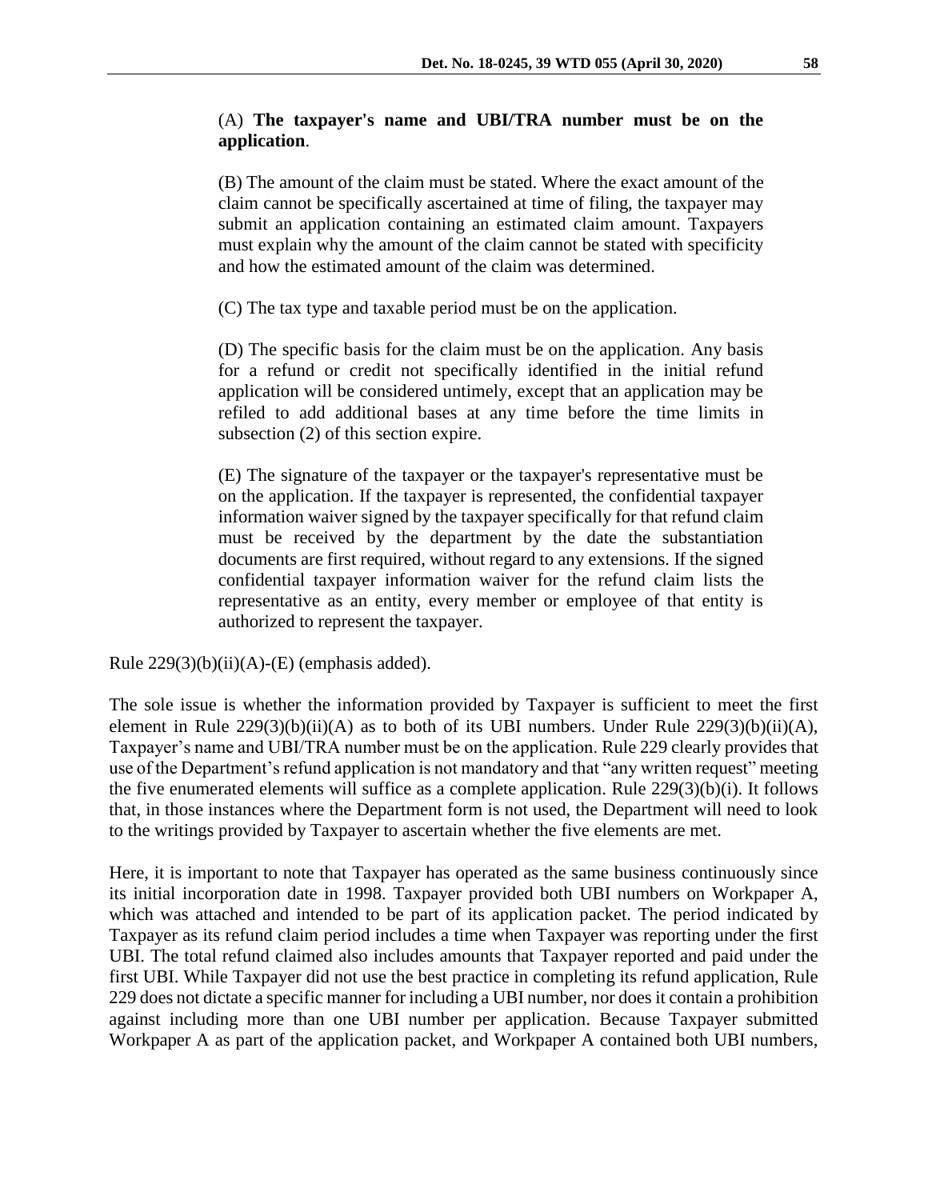> (A) **The taxpayer's name and UBI/TRA number must be on the application**.
>
> (B) The amount of the claim must be stated. Where the exact amount of the claim cannot be specifically ascertained at time of filing, the taxpayer may submit an application containing an estimated claim amount. Taxpayers must explain why the amount of the claim cannot be stated with specificity and how the estimated amount of the claim was determined.
>
> (C) The tax type and taxable period must be on the application.
>
> (D) The specific basis for the claim must be on the application. Any basis for a refund or credit not specifically identified in the initial refund application will be considered untimely, except that an application may be refiled to add additional bases at any time before the time limits in subsection (2) of this section expire.
>
> (E) The signature of the taxpayer or the taxpayer's representative must be on the application. If the taxpayer is represented, the confidential taxpayer information waiver signed by the taxpayer specifically for that refund claim must be received by the department by the date the substantiation documents are first required, without regard to any extensions. If the signed confidential taxpayer information waiver for the refund claim lists the representative as an entity, every member or employee of that entity is authorized to represent the taxpayer.

Rule 229(3)(b)(ii)(A)-(E) (emphasis added).

The sole issue is whether the information provided by Taxpayer is sufficient to meet the first element in Rule 229(3)(b)(ii)(A) as to both of its UBI numbers. Under Rule 229(3)(b)(ii)(A), Taxpayer's name and UBI/TRA number must be on the application. Rule 229 clearly provides that use of the Department's refund application is not mandatory and that "any written request" meeting the five enumerated elements will suffice as a complete application. Rule 229(3)(b)(i). It follows that, in those instances where the Department form is not used, the Department will need to look to the writings provided by Taxpayer to ascertain whether the five elements are met.

Here, it is important to note that Taxpayer has operated as the same business continuously since its initial incorporation date in 1998. Taxpayer provided both UBI numbers on Workpaper A, which was attached and intended to be part of its application packet. The period indicated by Taxpayer as its refund claim period includes a time when Taxpayer was reporting under the first UBI. The total refund claimed also includes amounts that Taxpayer reported and paid under the first UBI. While Taxpayer did not use the best practice in completing its refund application, Rule 229 does not dictate a specific manner for including a UBI number, nor does it contain a prohibition against including more than one UBI number per application. Because Taxpayer submitted Workpaper A as part of the application packet, and Workpaper A contained both UBI numbers,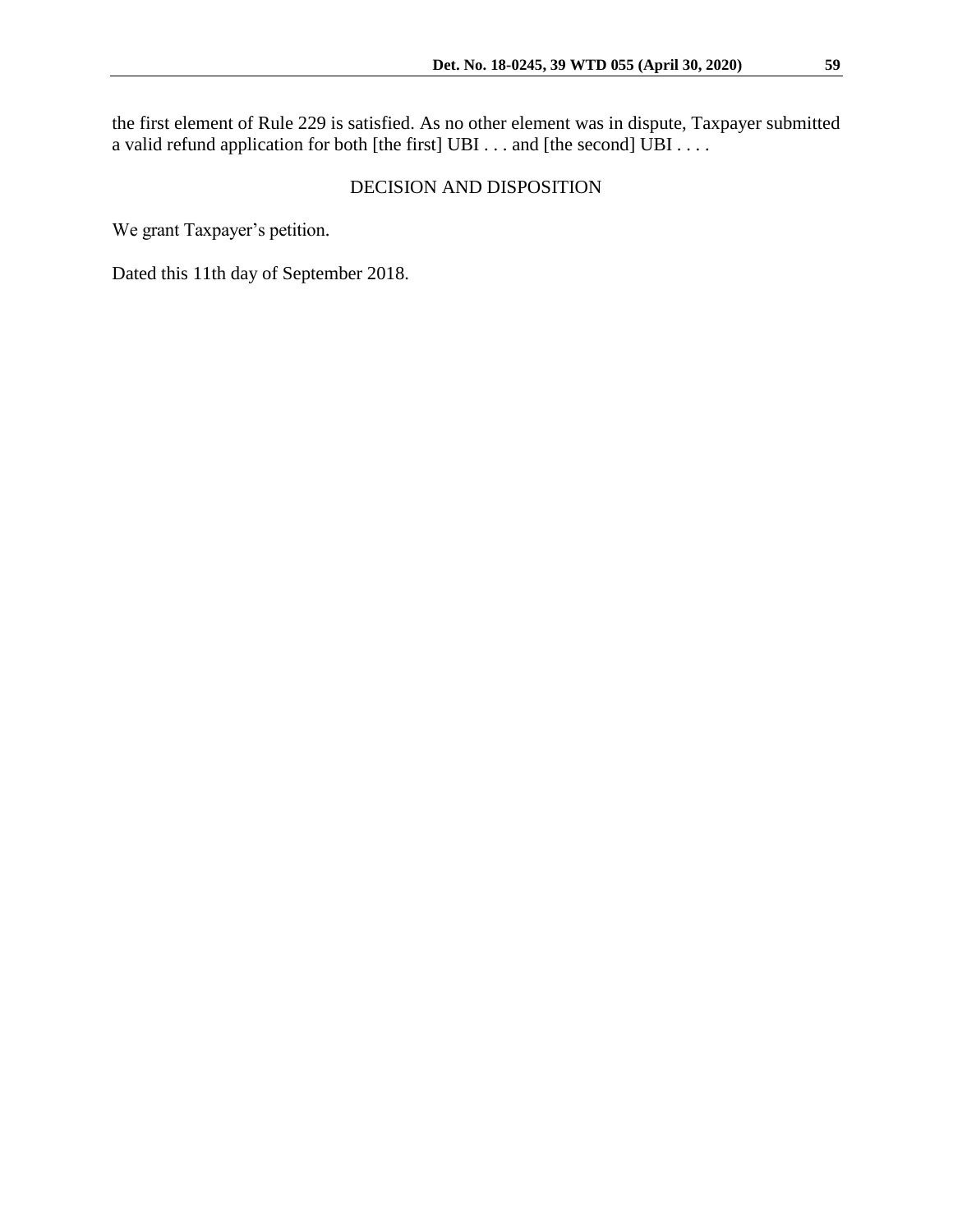the first element of Rule 229 is satisfied. As no other element was in dispute, Taxpayer submitted a valid refund application for both [the first] UBI . . . and [the second] UBI . . . .

## DECISION AND DISPOSITION

We grant Taxpayer's petition.

Dated this 11th day of September 2018.